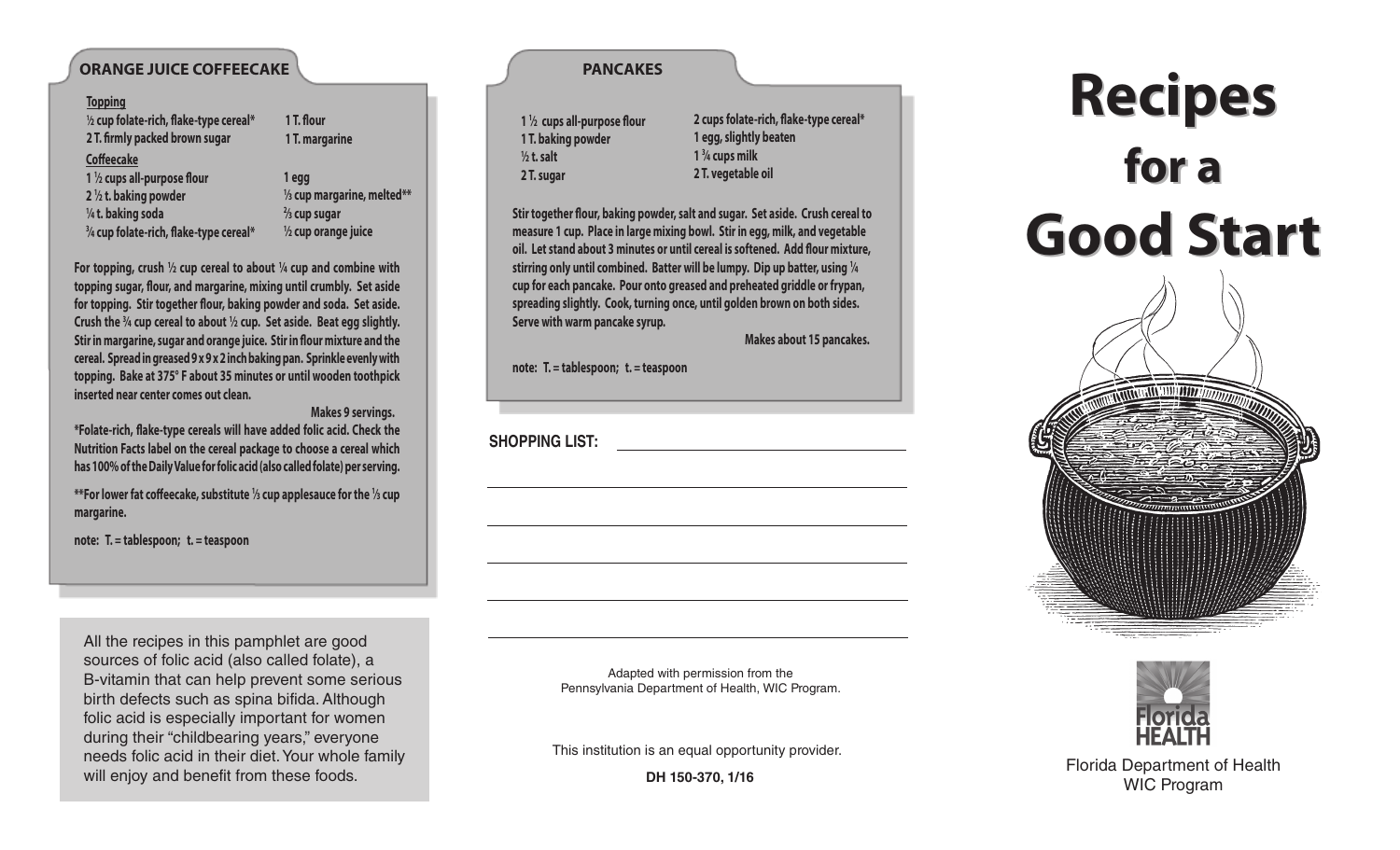## ORANGE JUICE COFFEECAKE

**Topping**

- ½ cup folate-rich, flake-type cereal*
- 2 T. firmly packed brown sugar
- 1 T. flour
- 1 T. margarine

**Coffeecake**

- 1 ½ cups all-purpose flour
- 2 ½ t. baking powder
- ¼ t. baking soda
- ¾ cup folate-rich, flake-type cereal*
- 1 egg
- ⅓ cup margarine, melted**
- ⅔ cup sugar
- ½ cup orange juice

For topping, crush ½ cup cereal to about ¼ cup and combine with topping sugar, flour, and margarine, mixing until crumbly. Set aside for topping. Stir together flour, baking powder and soda. Set aside. Crush the ¾ cup cereal to about ½ cup. Set aside. Beat egg slightly. Stir in margarine, sugar and orange juice. Stir in flour mixture and the cereal. Spread in greased 9 x 9 x 2 inch baking pan. Sprinkle evenly with topping. Bake at 375° F about 35 minutes or until wooden toothpick inserted near center comes out clean.

Makes 9 servings.

*Folate-rich, flake-type cereals will have added folic acid. Check the Nutrition Facts label on the cereal package to choose a cereal which has 100% of the Daily Value for folic acid (also called folate) per serving.

**For lower fat coffeecake, substitute ⅓ cup applesauce for the ⅓ cup margarine.

note: T. = tablespoon; t. = teaspoon

All the recipes in this pamphlet are good sources of folic acid (also called folate), a B-vitamin that can help prevent some serious birth defects such as spina bifida. Although folic acid is especially important for women during their "childbearing years," everyone needs folic acid in their diet. Your whole family will enjoy and benefit from these foods.

## PANCAKES

- 1 ½ cups all-purpose flour
- 1 T. baking powder
- ½ t. salt
- 2 T. sugar
- 2 cups folate-rich, flake-type cereal*
- 1 egg, slightly beaten
- 1 ¾ cups milk
- 2 T. vegetable oil

Stir together flour, baking powder, salt and sugar. Set aside. Crush cereal to measure 1 cup. Place in large mixing bowl. Stir in egg, milk, and vegetable oil. Let stand about 3 minutes or until cereal is softened. Add flour mixture, stirring only until combined. Batter will be lumpy. Dip up batter, using ¼ cup for each pancake. Pour onto greased and preheated griddle or frypan, spreading slightly. Cook, turning once, until golden brown on both sides. Serve with warm pancake syrup.

Makes about 15 pancakes.

note: T. = tablespoon; t. = teaspoon

**SHOPPING LIST:** ______________________

______________________

______________________

______________________

______________________

______________________

Adapted with permission from the Pennsylvania Department of Health, WIC Program.

This institution is an equal opportunity provider.

**DH 150-370, 1/16**

# Recipes for a Good Start

Florida HEALTH

Florida Department of Health
WIC Program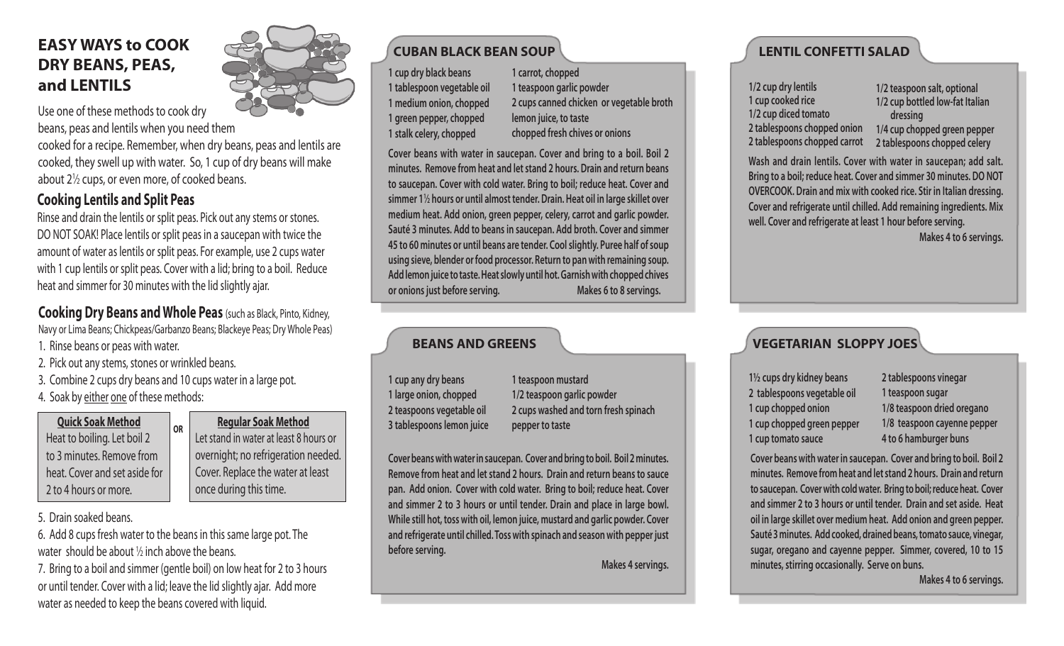# EASY WAYS to COOK DRY BEANS, PEAS, and LENTILS

Use one of these methods to cook dry beans, peas and lentils when you need them cooked for a recipe. Remember, when dry beans, peas and lentils are cooked, they swell up with water. So, 1 cup of dry beans will make about 2½ cups, or even more, of cooked beans.

## Cooking Lentils and Split Peas

Rinse and drain the lentils or split peas. Pick out any stems or stones. DO NOT SOAK! Place lentils or split peas in a saucepan with twice the amount of water as lentils or split peas. For example, use 2 cups water with 1 cup lentils or split peas. Cover with a lid; bring to a boil. Reduce heat and simmer for 30 minutes with the lid slightly ajar.

## Cooking Dry Beans and Whole Peas (such as Black, Pinto, Kidney, Navy or Lima Beans; Chickpeas/Garbanzo Beans; Blackeye Peas; Dry Whole Peas)

1. Rinse beans or peas with water.
2. Pick out any stems, stones or wrinkled beans.
3. Combine 2 cups dry beans and 10 cups water in a large pot.
4. Soak by either one of these methods:

**Quick Soak Method**
Heat to boiling. Let boil 2 to 3 minutes. Remove from heat. Cover and set aside for 2 to 4 hours or more.

**OR**

**Regular Soak Method**
Let stand in water at least 8 hours or overnight; no refrigeration needed. Cover. Replace the water at least once during this time.

5. Drain soaked beans.
6. Add 8 cups fresh water to the beans in this same large pot. The water should be about ½ inch above the beans.
7. Bring to a boil and simmer (gentle boil) on low heat for 2 to 3 hours or until tender. Cover with a lid; leave the lid slightly ajar. Add more water as needed to keep the beans covered with liquid.

## CUBAN BLACK BEAN SOUP

- 1 cup dry black beans
- 1 tablespoon vegetable oil
- 1 medium onion, chopped
- 1 green pepper, chopped
- 1 stalk celery, chopped
- 1 carrot, chopped
- 1 teaspoon garlic powder
- 2 cups canned chicken or vegetable broth
- lemon juice, to taste
- chopped fresh chives or onions

Cover beans with water in saucepan. Cover and bring to a boil. Boil 2 minutes. Remove from heat and let stand 2 hours. Drain and return beans to saucepan. Cover with cold water. Bring to boil; reduce heat. Cover and simmer 1½ hours or until almost tender. Drain. Heat oil in large skillet over medium heat. Add onion, green pepper, celery, carrot and garlic powder. Sauté 3 minutes. Add to beans in saucepan. Add broth. Cover and simmer 45 to 60 minutes or until beans are tender. Cool slightly. Puree half of soup using sieve, blender or food processor. Return to pan with remaining soup. Add lemon juice to taste. Heat slowly until hot. Garnish with chopped chives or onions just before serving.

Makes 6 to 8 servings.

## LENTIL CONFETTI SALAD

- 1/2 cup dry lentils
- 1 cup cooked rice
- 1/2 cup diced tomato
- 2 tablespoons chopped onion
- 2 tablespoons chopped carrot
- 1/2 teaspoon salt, optional
- 1/2 cup bottled low-fat Italian dressing
- 1/4 cup chopped green pepper
- 2 tablespoons chopped celery

Wash and drain lentils. Cover with water in saucepan; add salt. Bring to a boil; reduce heat. Cover and simmer 30 minutes. DO NOT OVERCOOK. Drain and mix with cooked rice. Stir in Italian dressing. Cover and refrigerate until chilled. Add remaining ingredients. Mix well. Cover and refrigerate at least 1 hour before serving.

Makes 4 to 6 servings.

## BEANS AND GREENS

- 1 cup any dry beans
- 1 large onion, chopped
- 2 teaspoons vegetable oil
- 3 tablespoons lemon juice
- 1 teaspoon mustard
- 1/2 teaspoon garlic powder
- 2 cups washed and torn fresh spinach
- pepper to taste

Cover beans with water in saucepan. Cover and bring to boil. Boil 2 minutes. Remove from heat and let stand 2 hours. Drain and return beans to sauce pan. Add onion. Cover with cold water. Bring to boil; reduce heat. Cover and simmer 2 to 3 hours or until tender. Drain and place in large bowl. While still hot, toss with oil, lemon juice, mustard and garlic powder. Cover and refrigerate until chilled. Toss with spinach and season with pepper just before serving.

Makes 4 servings.

## VEGETARIAN SLOPPY JOES

- 1½ cups dry kidney beans
- 2 tablespoons vegetable oil
- 1 cup chopped onion
- 1 cup chopped green pepper
- 1 cup tomato sauce
- 2 tablespoons vinegar
- 1 teaspoon sugar
- 1/8 teaspoon dried oregano
- 1/8 teaspoon cayenne pepper
- 4 to 6 hamburger buns

Cover beans with water in saucepan. Cover and bring to boil. Boil 2 minutes. Remove from heat and let stand 2 hours. Drain and return to saucepan. Cover with cold water. Bring to boil; reduce heat. Cover and simmer 2 to 3 hours or until tender. Drain and set aside. Heat oil in large skillet over medium heat. Add onion and green pepper. Sauté 3 minutes. Add cooked, drained beans, tomato sauce, vinegar, sugar, oregano and cayenne pepper. Simmer, covered, 10 to 15 minutes, stirring occasionally. Serve on buns.

Makes 4 to 6 servings.